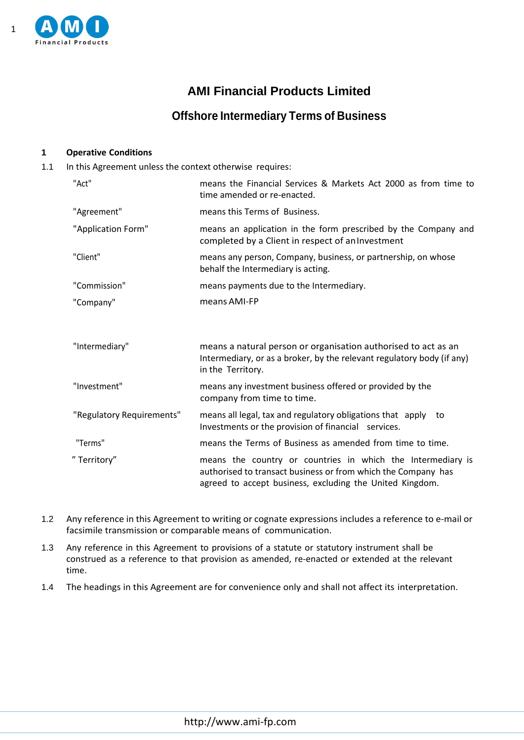# AMI Financial Products Limited

## Offshore Intermediary Terms of Business

### 1 Operative Conditions

1.1 In this Agreement unless the context otherwise requires:

| | |
|---|---|
| "Act" | means the Financial Services & Markets Act 2000 as from time to time amended or re-enacted. |
| "Agreement" | means this Terms of Business. |
| "Application Form" | means an application in the form prescribed by the Company and completed by a Client in respect of an Investment |
| "Client" | means any person, Company, business, or partnership, on whose behalf the Intermediary is acting. |
| "Commission" | means payments due to the Intermediary. |
| "Company" | means AMI-FP |
| "Intermediary" | means a natural person or organisation authorised to act as an Intermediary, or as a broker, by the relevant regulatory body (if any) in the Territory. |
| "Investment" | means any investment business offered or provided by the company from time to time. |
| "Regulatory Requirements" | means all legal, tax and regulatory obligations that apply to Investments or the provision of financial services. |
| "Terms" | means the Terms of Business as amended from time to time. |
| " Territory" | means the country or countries in which the Intermediary is authorised to transact business or from which the Company has agreed to accept business, excluding the United Kingdom. |

1.2 Any reference in this Agreement to writing or cognate expressions includes a reference to e-mail or facsimile transmission or comparable means of communication.

1.3 Any reference in this Agreement to provisions of a statute or statutory instrument shall be construed as a reference to that provision as amended, re-enacted or extended at the relevant time.

1.4 The headings in this Agreement are for convenience only and shall not affect its interpretation.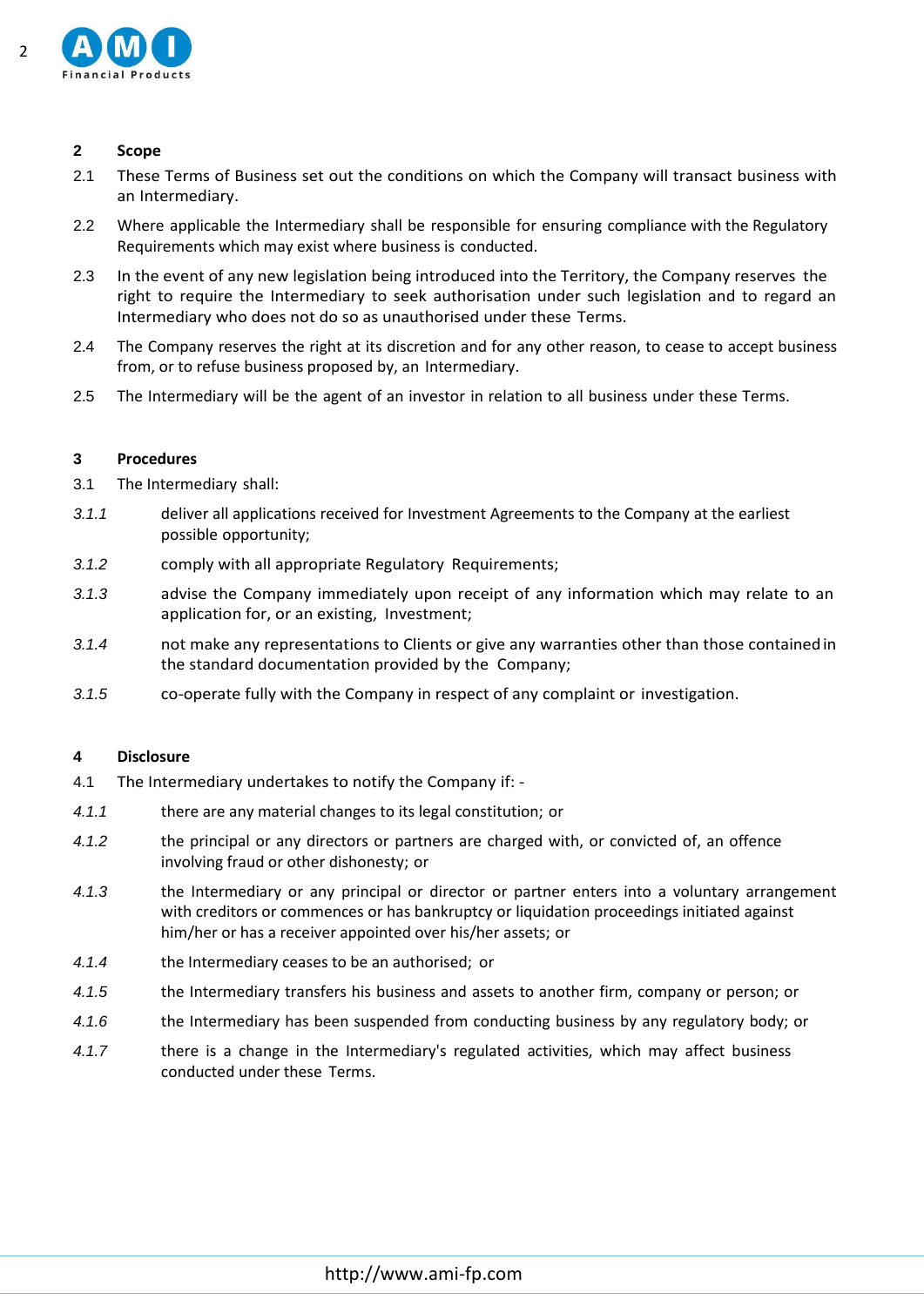## 2 Scope

2.1 These Terms of Business set out the conditions on which the Company will transact business with an Intermediary.

2.2 Where applicable the Intermediary shall be responsible for ensuring compliance with the Regulatory Requirements which may exist where business is conducted.

2.3 In the event of any new legislation being introduced into the Territory, the Company reserves the right to require the Intermediary to seek authorisation under such legislation and to regard an Intermediary who does not do so as unauthorised under these Terms.

2.4 The Company reserves the right at its discretion and for any other reason, to cease to accept business from, or to refuse business proposed by, an Intermediary.

2.5 The Intermediary will be the agent of an investor in relation to all business under these Terms.

## 3 Procedures

3.1 The Intermediary shall:

*3.1.1* deliver all applications received for Investment Agreements to the Company at the earliest possible opportunity;

*3.1.2* comply with all appropriate Regulatory Requirements;

*3.1.3* advise the Company immediately upon receipt of any information which may relate to an application for, or an existing, Investment;

*3.1.4* not make any representations to Clients or give any warranties other than those contained in the standard documentation provided by the Company;

*3.1.5* co-operate fully with the Company in respect of any complaint or investigation.

## 4 Disclosure

4.1 The Intermediary undertakes to notify the Company if: -

*4.1.1* there are any material changes to its legal constitution; or

*4.1.2* the principal or any directors or partners are charged with, or convicted of, an offence involving fraud or other dishonesty; or

*4.1.3* the Intermediary or any principal or director or partner enters into a voluntary arrangement with creditors or commences or has bankruptcy or liquidation proceedings initiated against him/her or has a receiver appointed over his/her assets; or

*4.1.4* the Intermediary ceases to be an authorised; or

*4.1.5* the Intermediary transfers his business and assets to another firm, company or person; or

*4.1.6* the Intermediary has been suspended from conducting business by any regulatory body; or

*4.1.7* there is a change in the Intermediary's regulated activities, which may affect business conducted under these Terms.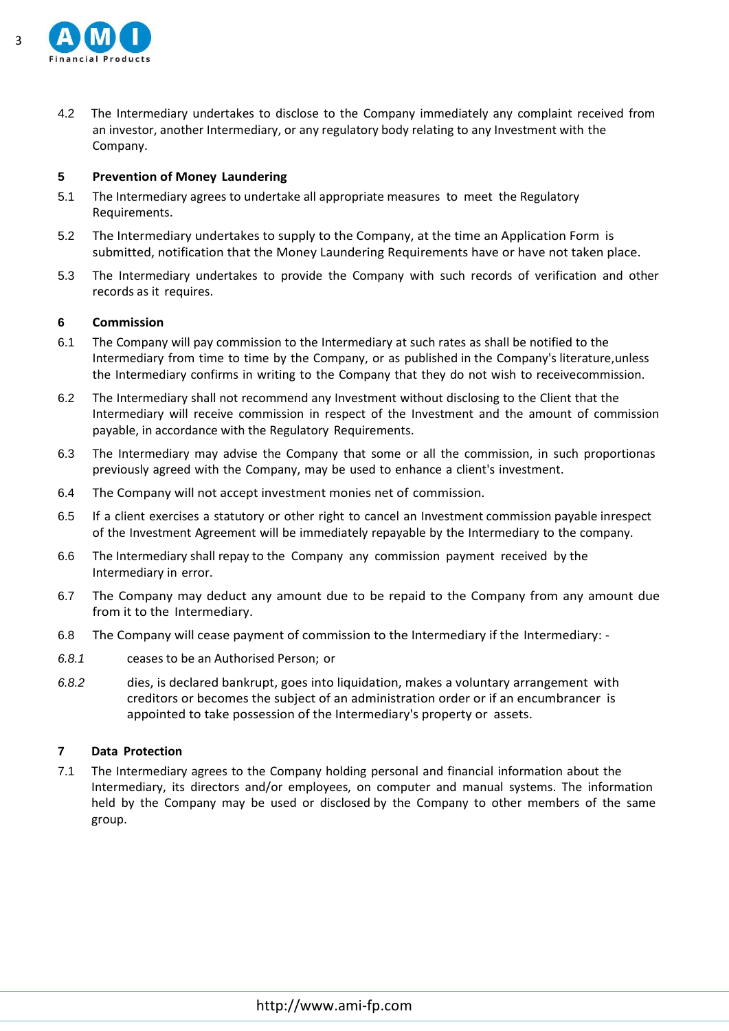4.2 The Intermediary undertakes to disclose to the Company immediately any complaint received from an investor, another Intermediary, or any regulatory body relating to any Investment with the Company.

**5 Prevention of Money Laundering**

5.1 The Intermediary agrees to undertake all appropriate measures to meet the Regulatory Requirements.

5.2 The Intermediary undertakes to supply to the Company, at the time an Application Form is submitted, notification that the Money Laundering Requirements have or have not taken place.

5.3 The Intermediary undertakes to provide the Company with such records of verification and other records as it requires.

**6 Commission**

6.1 The Company will pay commission to the Intermediary at such rates as shall be notified to the Intermediary from time to time by the Company, or as published in the Company's literature,unless the Intermediary confirms in writing to the Company that they do not wish to receivecommission.

6.2 The Intermediary shall not recommend any Investment without disclosing to the Client that the Intermediary will receive commission in respect of the Investment and the amount of commission payable, in accordance with the Regulatory Requirements.

6.3 The Intermediary may advise the Company that some or all the commission, in such proportionas previously agreed with the Company, may be used to enhance a client's investment.

6.4 The Company will not accept investment monies net of commission.

6.5 If a client exercises a statutory or other right to cancel an Investment commission payable inrespect of the Investment Agreement will be immediately repayable by the Intermediary to the company.

6.6 The Intermediary shall repay to the Company any commission payment received by the Intermediary in error.

6.7 The Company may deduct any amount due to be repaid to the Company from any amount due from it to the Intermediary.

6.8 The Company will cease payment of commission to the Intermediary if the Intermediary: -

*6.8.1* ceases to be an Authorised Person; or

*6.8.2* dies, is declared bankrupt, goes into liquidation, makes a voluntary arrangement with creditors or becomes the subject of an administration order or if an encumbrancer is appointed to take possession of the Intermediary's property or assets.

**7 Data Protection**

7.1 The Intermediary agrees to the Company holding personal and financial information about the Intermediary, its directors and/or employees, on computer and manual systems. The information held by the Company may be used or disclosed by the Company to other members of the same group.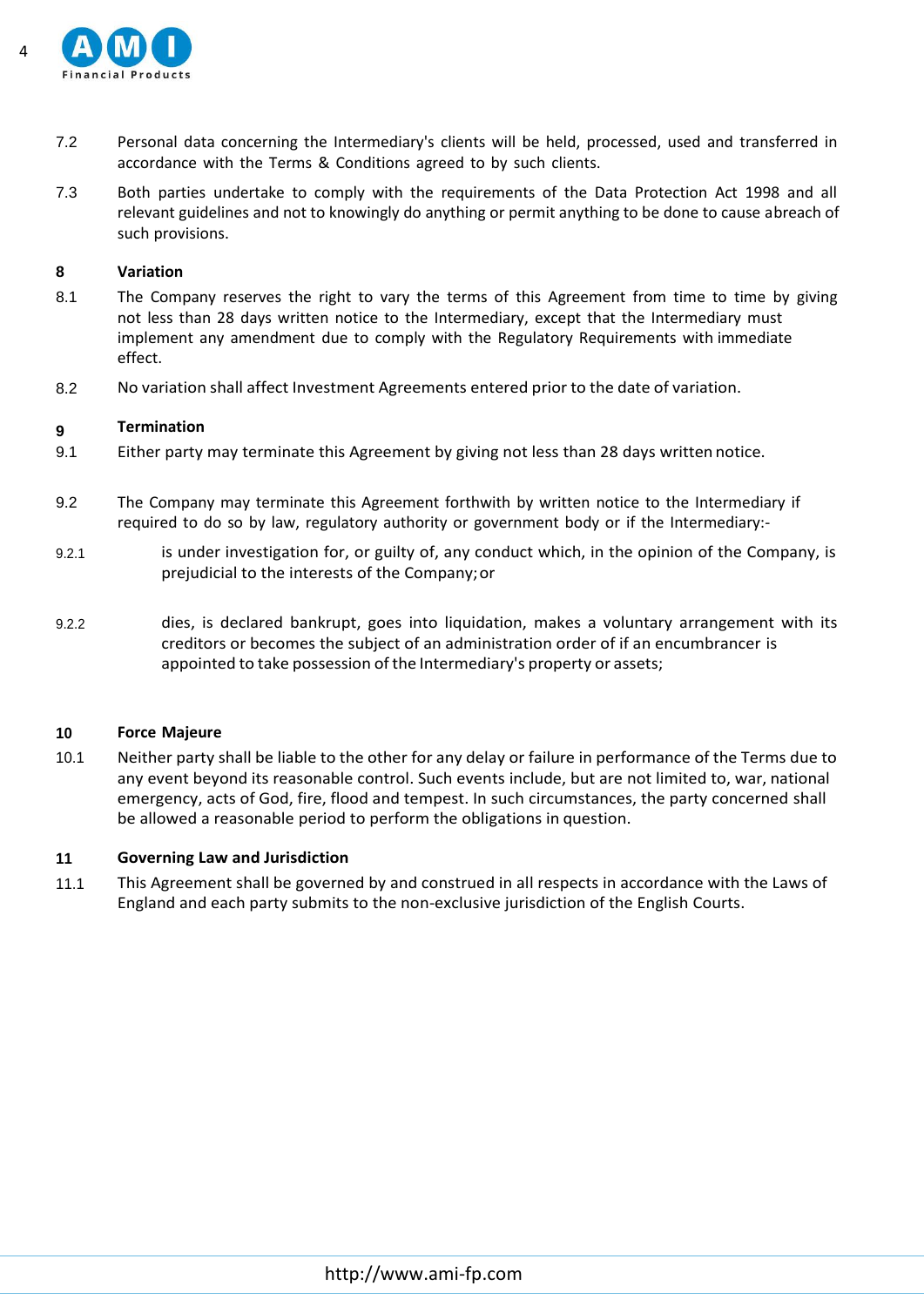7.2 Personal data concerning the Intermediary's clients will be held, processed, used and transferred in accordance with the Terms & Conditions agreed to by such clients.

7.3 Both parties undertake to comply with the requirements of the Data Protection Act 1998 and all relevant guidelines and not to knowingly do anything or permit anything to be done to cause abreach of such provisions.

**8 Variation**

8.1 The Company reserves the right to vary the terms of this Agreement from time to time by giving not less than 28 days written notice to the Intermediary, except that the Intermediary must implement any amendment due to comply with the Regulatory Requirements with immediate effect.

8.2 No variation shall affect Investment Agreements entered prior to the date of variation.

**9 Termination**

9.1 Either party may terminate this Agreement by giving not less than 28 days written notice.

9.2 The Company may terminate this Agreement forthwith by written notice to the Intermediary if required to do so by law, regulatory authority or government body or if the Intermediary:-

9.2.1 is under investigation for, or guilty of, any conduct which, in the opinion of the Company, is prejudicial to the interests of the Company; or

9.2.2 dies, is declared bankrupt, goes into liquidation, makes a voluntary arrangement with its creditors or becomes the subject of an administration order of if an encumbrancer is appointed to take possession of the Intermediary's property or assets;

**10 Force Majeure**

10.1 Neither party shall be liable to the other for any delay or failure in performance of the Terms due to any event beyond its reasonable control. Such events include, but are not limited to, war, national emergency, acts of God, fire, flood and tempest. In such circumstances, the party concerned shall be allowed a reasonable period to perform the obligations in question.

**11 Governing Law and Jurisdiction**

11.1 This Agreement shall be governed by and construed in all respects in accordance with the Laws of England and each party submits to the non-exclusive jurisdiction of the English Courts.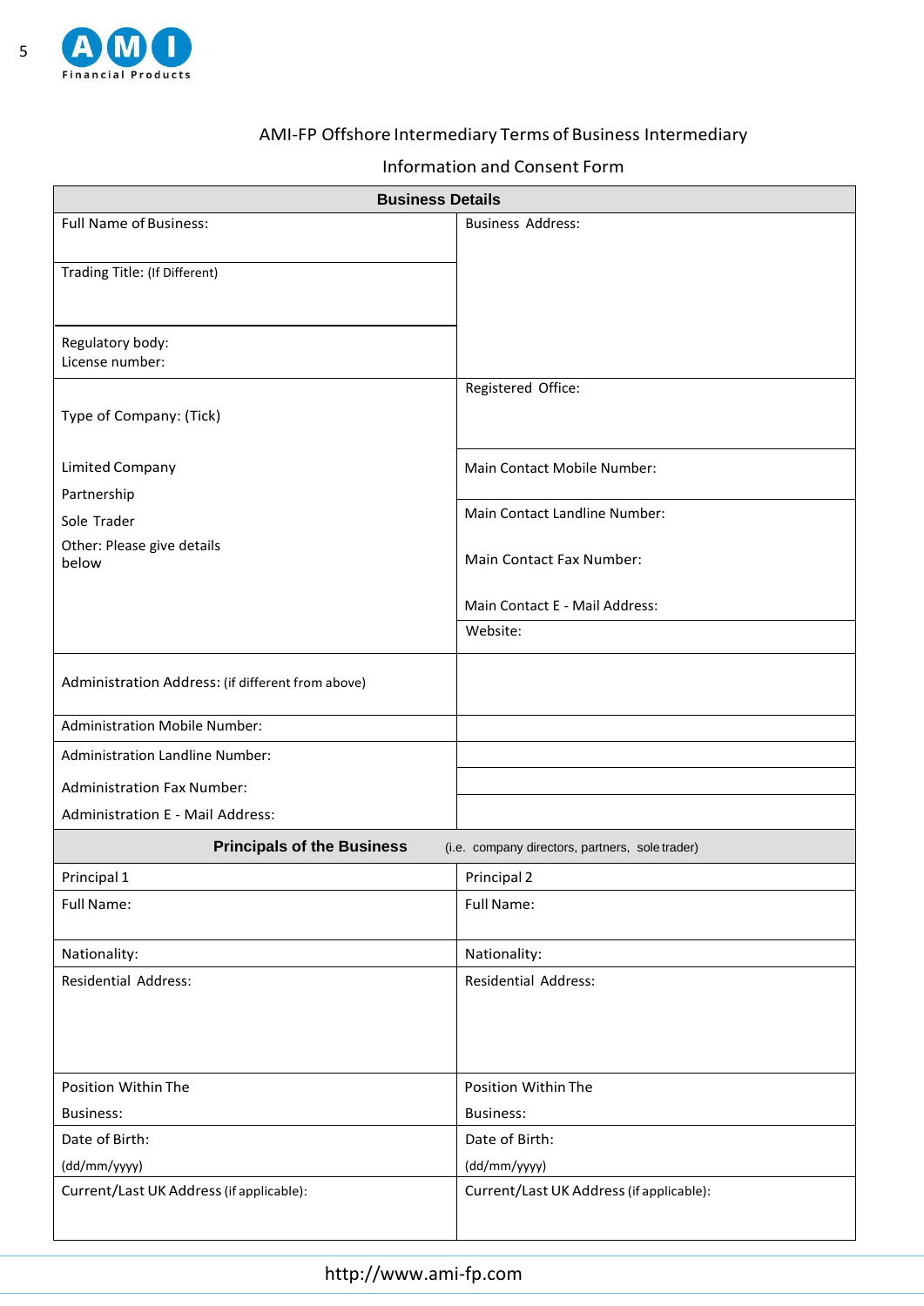AMI-FP Offshore Intermediary Terms of Business Intermediary

Information and Consent Form

| Business Details | |
|---|---|
| Full Name of Business: | Business Address: |
| Trading Title: (If Different) | |
| Regulatory body:<br>License number: | |
| Type of Company: (Tick)<br><br>Limited Company<br>Partnership<br>Sole Trader<br>Other: Please give details below | Registered Office: |
| | Main Contact Mobile Number: |
| | Main Contact Landline Number:<br><br>Main Contact Fax Number:<br><br>Main Contact E - Mail Address: |
| | Website: |
| Administration Address: (if different from above) | |
| Administration Mobile Number: | |
| Administration Landline Number: | |
| Administration Fax Number: | |
| Administration E - Mail Address: | |
| **Principals of the Business** (i.e. company directors, partners, sole trader) | |
| Principal 1 | Principal 2 |
| Full Name: | Full Name: |
| Nationality: | Nationality: |
| Residential Address: | Residential Address: |
| Position Within The Business: | Position Within The Business: |
| Date of Birth: (dd/mm/yyyy) | Date of Birth: (dd/mm/yyyy) |
| Current/Last UK Address (if applicable): | Current/Last UK Address (if applicable): |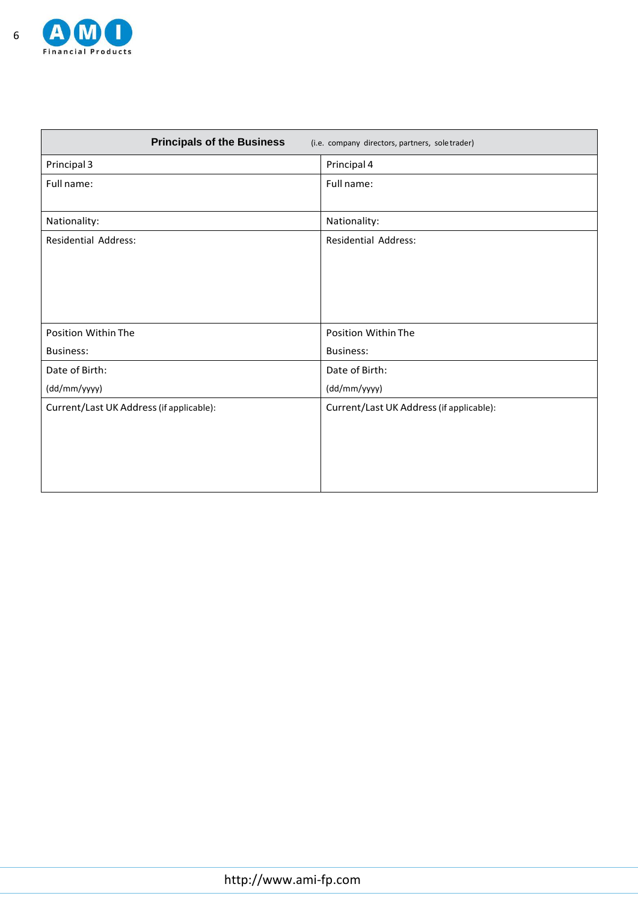| **Principals of the Business** (i.e. company directors, partners, sole trader) | |
|---|---|
| Principal 3 | Principal 4 |
| Full name: | Full name: |
| Nationality: | Nationality: |
| Residential Address: | Residential Address: |
| Position Within The Business: | Position Within The Business: |
| Date of Birth: (dd/mm/yyyy) | Date of Birth: (dd/mm/yyyy) |
| Current/Last UK Address (if applicable): | Current/Last UK Address (if applicable): |

http://www.ami-fp.com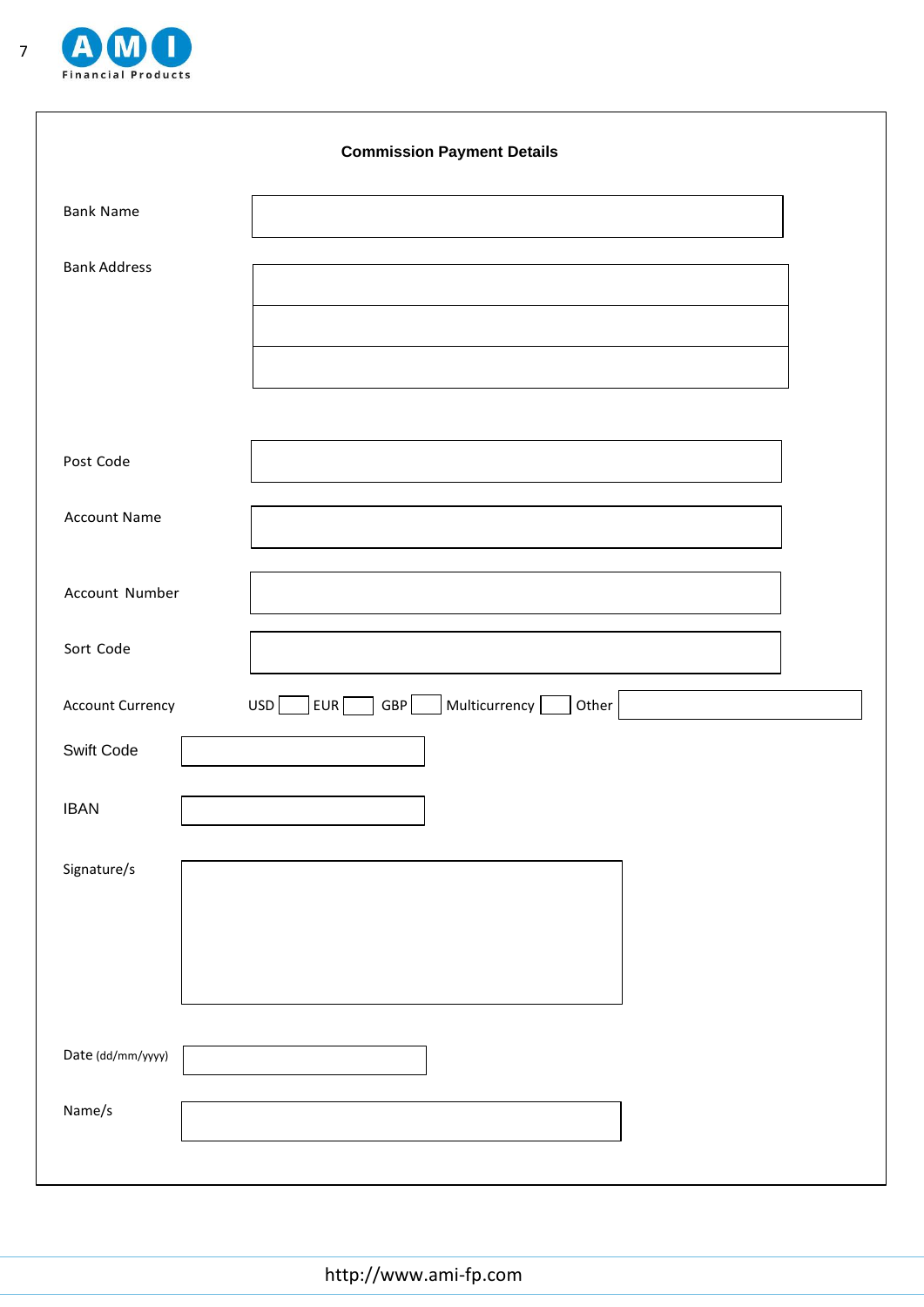## Commission Payment Details

| | |
|---|---|
| Bank Name | |
| Bank Address | |
| | |
| | |
| Post Code | |
| Account Name | |
| Account Number | |
| Sort Code | |
| Account Currency | USD ☐ EUR ☐ GBP ☐ Multicurrency ☐ Other ______ |
| Swift Code | |
| IBAN | |
| Signature/s | |
| Date (dd/mm/yyyy) | |
| Name/s | |

http://www.ami-fp.com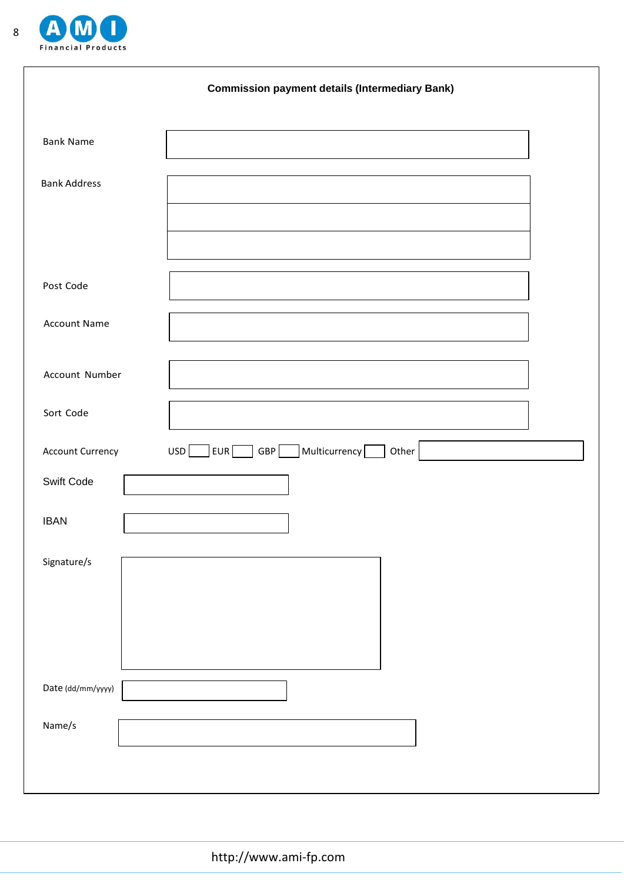## Commission payment details (Intermediary Bank)

| | |
|---|---|
| Bank Name | |
| Bank Address | |
| | |
| | |
| Post Code | |
| Account Name | |
| Account Number | |
| Sort Code | |

Account Currency USD ☐ EUR ☐ GBP ☐ Multicurrency ☐ Other ______

| | |
|---|---|
| Swift Code | |
| IBAN | |
| Signature/s | |
| Date (dd/mm/yyyy) | |
| Name/s | |

http://www.ami-fp.com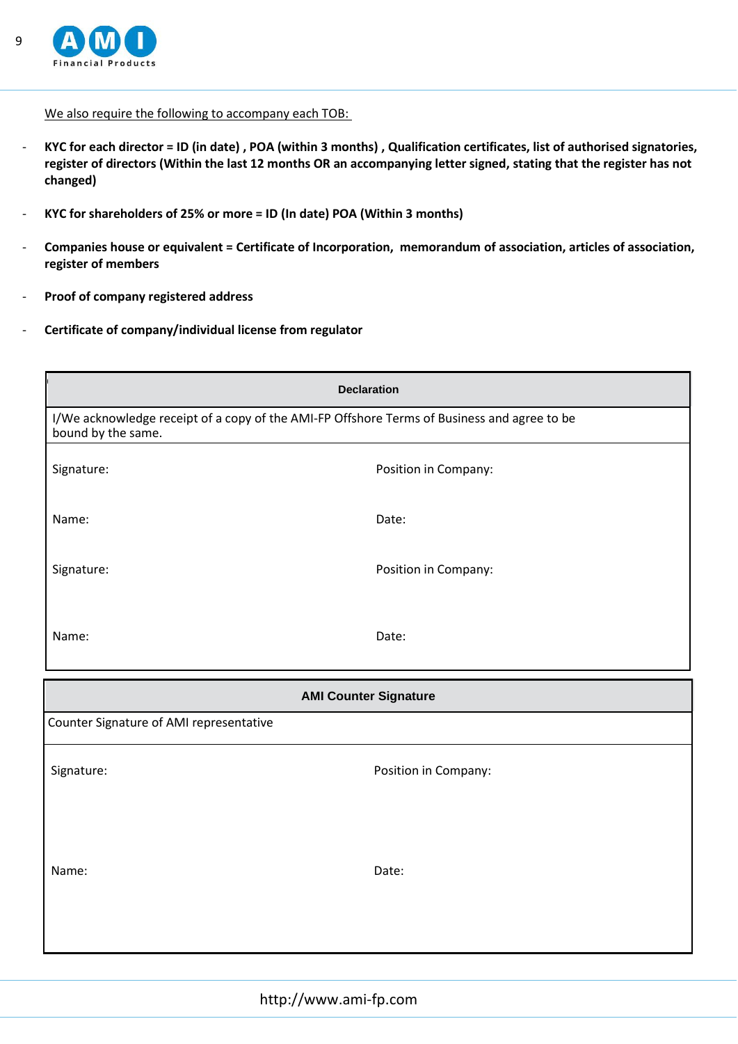We also require the following to accompany each TOB:

- **KYC for each director = ID (in date) , POA (within 3 months) , Qualification certificates, list of authorised signatories, register of directors (Within the last 12 months OR an accompanying letter signed, stating that the register has not changed)**
- **KYC for shareholders of 25% or more = ID (In date) POA (Within 3 months)**
- **Companies house or equivalent = Certificate of Incorporation, memorandum of association, articles of association, register of members**
- **Proof of company registered address**
- **Certificate of company/individual license from regulator**

| **Declaration** | |
|---|---|
| I/We acknowledge receipt of a copy of the AMI-FP Offshore Terms of Business and agree to be bound by the same. | |
| Signature: | Position in Company: |
| Name: | Date: |
| Signature: | Position in Company: |
| Name: | Date: |

| **AMI Counter Signature** | |
|---|---|
| Counter Signature of AMI representative | |
| Signature: | Position in Company: |
| Name: | Date: |

http://www.ami-fp.com